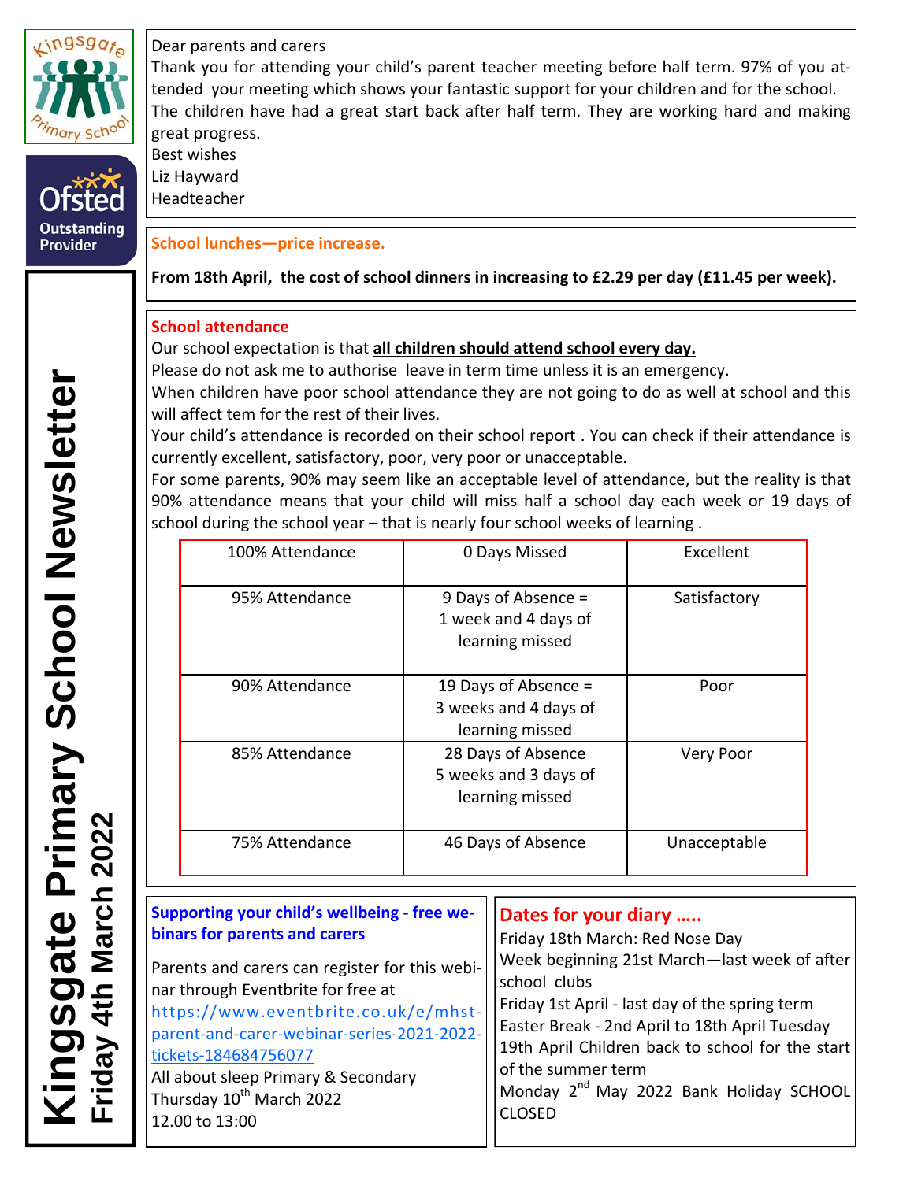# Kingsgate Primary School Newsletter

## Friday 4th March 2022

Kingsgate Primary School

Ofsted Outstanding Provider

Dear parents and carers

Thank you for attending your child's parent teacher meeting before half term. 97% of you attended your meeting which shows your fantastic support for your children and for the school. The children have had a great start back after half term. They are working hard and making great progress.

Best wishes

Liz Hayward

Headteacher

### School lunches—price increase.

**From 18th April, the cost of school dinners in increasing to £2.29 per day (£11.45 per week).**

### School attendance

Our school expectation is that **all children should attend school every day.**

Please do not ask me to authorise leave in term time unless it is an emergency.

When children have poor school attendance they are not going to do as well at school and this will affect tem for the rest of their lives.

Your child's attendance is recorded on their school report . You can check if their attendance is currently excellent, satisfactory, poor, very poor or unacceptable.

For some parents, 90% may seem like an acceptable level of attendance, but the reality is that 90% attendance means that your child will miss half a school day each week or 19 days of school during the school year – that is nearly four school weeks of learning .

| | | |
|---|---|---|
| 100% Attendance | 0 Days Missed | Excellent |
| 95% Attendance | 9 Days of Absence = 1 week and 4 days of learning missed | Satisfactory |
| 90% Attendance | 19 Days of Absence = 3 weeks and 4 days of learning missed | Poor |
| 85% Attendance | 28 Days of Absence 5 weeks and 3 days of learning missed | Very Poor |
| 75% Attendance | 46 Days of Absence | Unacceptable |

### Supporting your child's wellbeing - free webinars for parents and carers

Parents and carers can register for this webinar through Eventbrite for free at https://www.eventbrite.co.uk/e/mhst-parent-and-carer-webinar-series-2021-2022-tickets-184684756077

All about sleep Primary & Secondary

Thursday 10th March 2022

12.00 to 13:00

### Dates for your diary …..

Friday 18th March: Red Nose Day

Week beginning 21st March—last week of after school clubs

Friday 1st April - last day of the spring term

Easter Break - 2nd April to 18th April Tuesday

19th April Children back to school for the start of the summer term

Monday 2nd May 2022 Bank Holiday SCHOOL CLOSED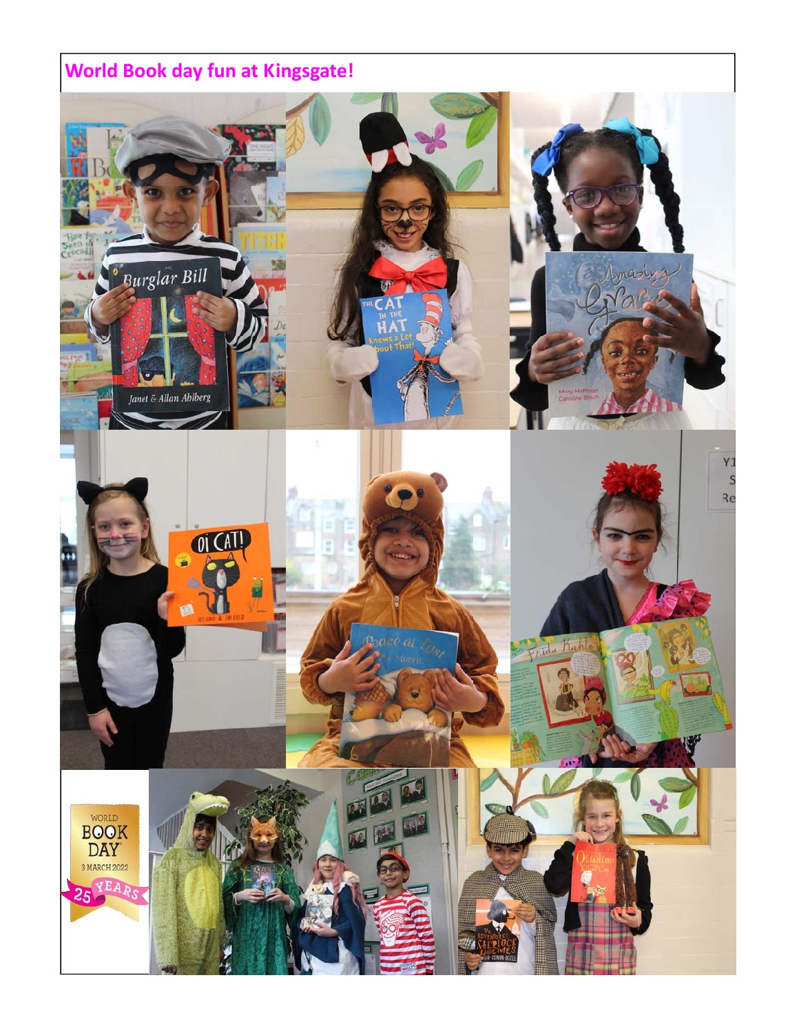# World Book day fun at Kingsgate!